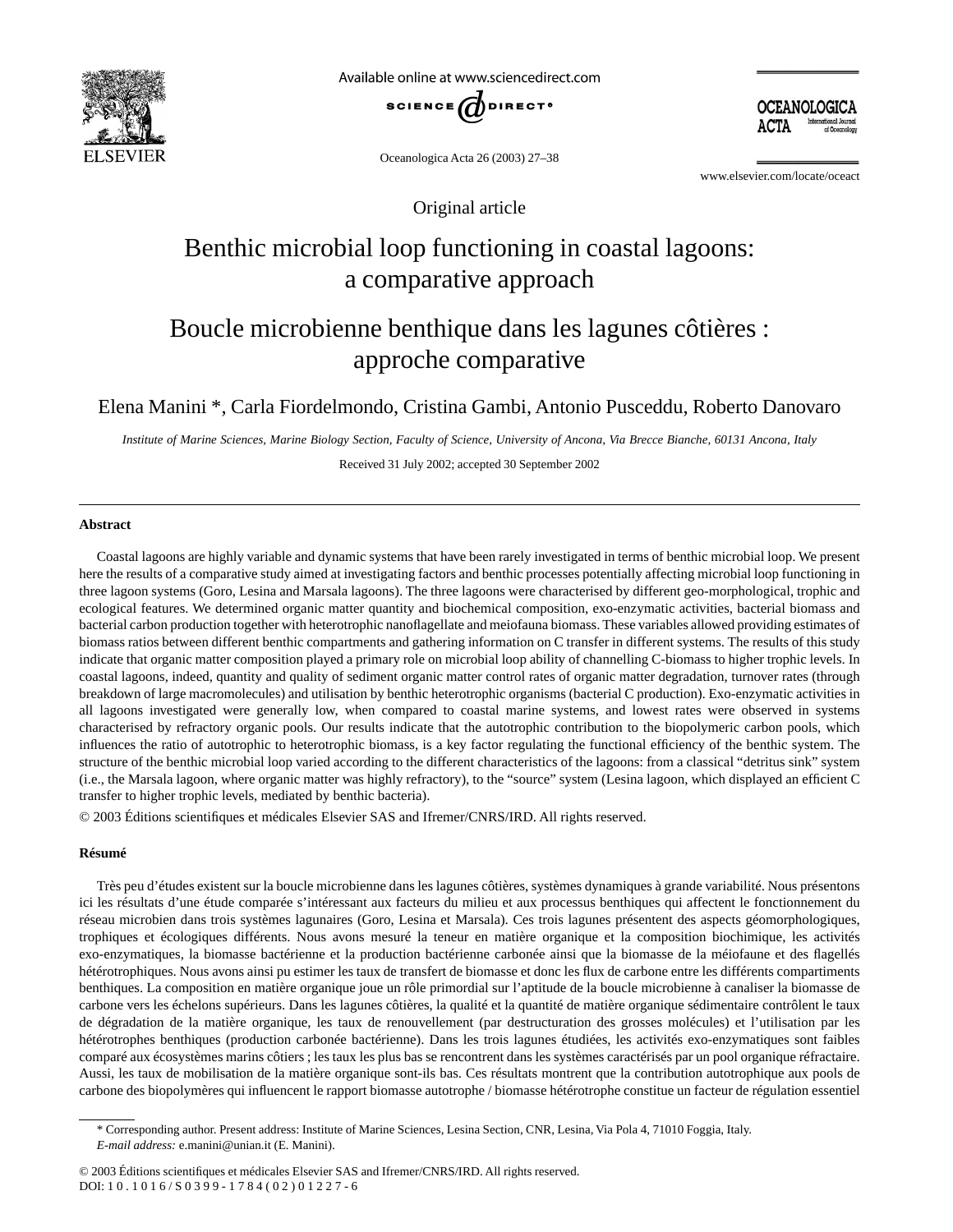Original article

# Benthic microbial loop functioning in coastal lagoons: a comparative approach

# Boucle microbienne benthique dans les lagunes côtières : approche comparative

Elena Manini *, Carla Fiordelmondo, Cristina Gambi, Antonio Pusceddu, Roberto Danovaro

*Institute of Marine Sciences, Marine Biology Section, Faculty of Science, University of Ancona, Via Brecce Bianche, 60131 Ancona, Italy*

Received 31 July 2002; accepted 30 September 2002

## Abstract

Coastal lagoons are highly variable and dynamic systems that have been rarely investigated in terms of benthic microbial loop. We present here the results of a comparative study aimed at investigating factors and benthic processes potentially affecting microbial loop functioning in three lagoon systems (Goro, Lesina and Marsala lagoons). The three lagoons were characterised by different geo-morphological, trophic and ecological features. We determined organic matter quantity and biochemical composition, exo-enzymatic activities, bacterial biomass and bacterial carbon production together with heterotrophic nanoflagellate and meiofauna biomass. These variables allowed providing estimates of biomass ratios between different benthic compartments and gathering information on C transfer in different systems. The results of this study indicate that organic matter composition played a primary role on microbial loop ability of channelling C-biomass to higher trophic levels. In coastal lagoons, indeed, quantity and quality of sediment organic matter control rates of organic matter degradation, turnover rates (through breakdown of large macromolecules) and utilisation by benthic heterotrophic organisms (bacterial C production). Exo-enzymatic activities in all lagoons investigated were generally low, when compared to coastal marine systems, and lowest rates were observed in systems characterised by refractory organic pools. Our results indicate that the autotrophic contribution to the biopolymeric carbon pools, which influences the ratio of autotrophic to heterotrophic biomass, is a key factor regulating the functional efficiency of the benthic system. The structure of the benthic microbial loop varied according to the different characteristics of the lagoons: from a classical "detritus sink" system (i.e., the Marsala lagoon, where organic matter was highly refractory), to the "source" system (Lesina lagoon, which displayed an efficient C transfer to higher trophic levels, mediated by benthic bacteria).

© 2003 Éditions scientifiques et médicales Elsevier SAS and Ifremer/CNRS/IRD. All rights reserved.

## Résumé

Très peu d'études existent sur la boucle microbienne dans les lagunes côtières, systèmes dynamiques à grande variabilité. Nous présentons ici les résultats d'une étude comparée s'intéressant aux facteurs du milieu et aux processus benthiques qui affectent le fonctionnement du réseau microbien dans trois systèmes lagunaires (Goro, Lesina et Marsala). Ces trois lagunes présentent des aspects géomorphologiques, trophiques et écologiques différents. Nous avons mesuré la teneur en matière organique et la composition biochimique, les activités exo-enzymatiques, la biomasse bactérienne et la production bactérienne carbonée ainsi que la biomasse de la méiofaune et des flagellés hétérotrophiques. Nous avons ainsi pu estimer les taux de transfert de biomasse et donc les flux de carbone entre les différents compartiments benthiques. La composition en matière organique joue un rôle primordial sur l'aptitude de la boucle microbienne à canaliser la biomasse de carbone vers les échelons supérieurs. Dans les lagunes côtières, la qualité et la quantité de matière organique sédimentaire contrôlent le taux de dégradation de la matière organique, les taux de renouvellement (par destructuration des grosses molécules) et l'utilisation par les hétérotrophes benthiques (production carbonée bactérienne). Dans les trois lagunes étudiées, les activités exo-enzymatiques sont faibles comparé aux écosystèmes marins côtiers ; les taux les plus bas se rencontrent dans les systèmes caractérisés par un pool organique réfractaire. Aussi, les taux de mobilisation de la matière organique sont-ils bas. Ces résultats montrent que la contribution autotrophique aux pools de carbone des biopolymères qui influencent le rapport biomasse autotrophe / biomasse hétérotrophe constitue un facteur de régulation essentiel

* Corresponding author. Present address: Institute of Marine Sciences, Lesina Section, CNR, Lesina, Via Pola 4, 71010 Foggia, Italy.
*E-mail address:* e.manini@unian.it (E. Manini).

© 2003 Éditions scientifiques et médicales Elsevier SAS and Ifremer/CNRS/IRD. All rights reserved.
DOI: 10.1016/S0399-1784(02)01227-6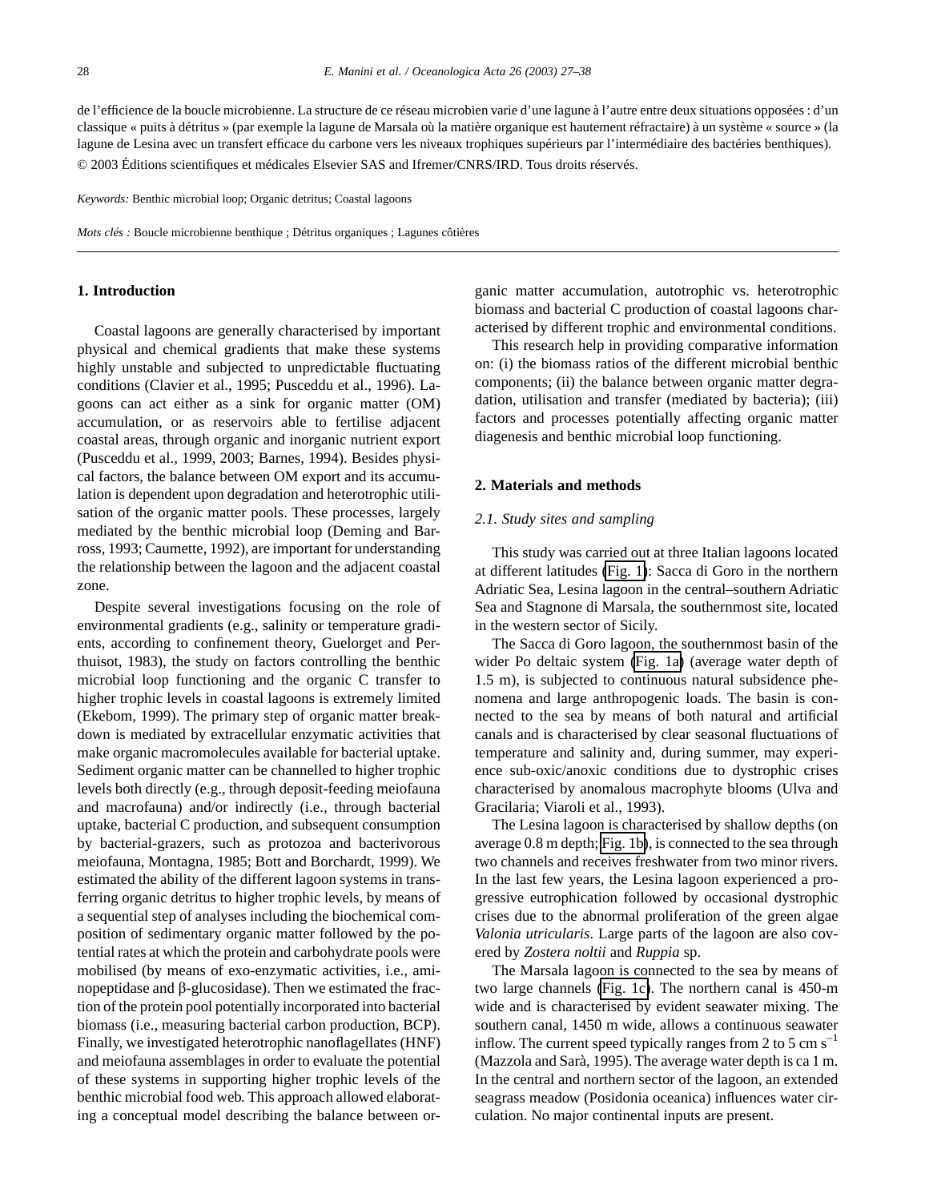de l'efficience de la boucle microbienne. La structure de ce réseau microbien varie d'une lagune à l'autre entre deux situations opposées : d'un classique « puits à détritus » (par exemple la lagune de Marsala où la matière organique est hautement réfractaire) à un système « source » (la lagune de Lesina avec un transfert efficace du carbone vers les niveaux trophiques supérieurs par l'intermédiaire des bactéries benthiques).

© 2003 Éditions scientifiques et médicales Elsevier SAS and Ifremer/CNRS/IRD. Tous droits réservés.

*Keywords:* Benthic microbial loop; Organic detritus; Coastal lagoons

*Mots clés :* Boucle microbienne benthique ; Détritus organiques ; Lagunes côtières

## 1. Introduction

Coastal lagoons are generally characterised by important physical and chemical gradients that make these systems highly unstable and subjected to unpredictable fluctuating conditions (Clavier et al., 1995; Pusceddu et al., 1996). Lagoons can act either as a sink for organic matter (OM) accumulation, or as reservoirs able to fertilise adjacent coastal areas, through organic and inorganic nutrient export (Pusceddu et al., 1999, 2003; Barnes, 1994). Besides physical factors, the balance between OM export and its accumulation is dependent upon degradation and heterotrophic utilisation of the organic matter pools. These processes, largely mediated by the benthic microbial loop (Deming and Barross, 1993; Caumette, 1992), are important for understanding the relationship between the lagoon and the adjacent coastal zone.

Despite several investigations focusing on the role of environmental gradients (e.g., salinity or temperature gradients, according to confinement theory, Guelorget and Perthuisot, 1983), the study on factors controlling the benthic microbial loop functioning and the organic C transfer to higher trophic levels in coastal lagoons is extremely limited (Ekebom, 1999). The primary step of organic matter breakdown is mediated by extracellular enzymatic activities that make organic macromolecules available for bacterial uptake. Sediment organic matter can be channelled to higher trophic levels both directly (e.g., through deposit-feeding meiofauna and macrofauna) and/or indirectly (i.e., through bacterial uptake, bacterial C production, and subsequent consumption by bacterial-grazers, such as protozoa and bacterivorous meiofauna, Montagna, 1985; Bott and Borchardt, 1999). We estimated the ability of the different lagoon systems in transferring organic detritus to higher trophic levels, by means of a sequential step of analyses including the biochemical composition of sedimentary organic matter followed by the potential rates at which the protein and carbohydrate pools were mobilised (by means of exo-enzymatic activities, i.e., aminopeptidase and β-glucosidase). Then we estimated the fraction of the protein pool potentially incorporated into bacterial biomass (i.e., measuring bacterial carbon production, BCP). Finally, we investigated heterotrophic nanoflagellates (HNF) and meiofauna assemblages in order to evaluate the potential of these systems in supporting higher trophic levels of the benthic microbial food web. This approach allowed elaborating a conceptual model describing the balance between organic matter accumulation, autotrophic vs. heterotrophic biomass and bacterial C production of coastal lagoons characterised by different trophic and environmental conditions.

This research help in providing comparative information on: (i) the biomass ratios of the different microbial benthic components; (ii) the balance between organic matter degradation, utilisation and transfer (mediated by bacteria); (iii) factors and processes potentially affecting organic matter diagenesis and benthic microbial loop functioning.

## 2. Materials and methods

### 2.1. Study sites and sampling

This study was carried out at three Italian lagoons located at different latitudes (Fig. 1): Sacca di Goro in the northern Adriatic Sea, Lesina lagoon in the central–southern Adriatic Sea and Stagnone di Marsala, the southernmost site, located in the western sector of Sicily.

The Sacca di Goro lagoon, the southernmost basin of the wider Po deltaic system (Fig. 1a) (average water depth of 1.5 m), is subjected to continuous natural subsidence phenomena and large anthropogenic loads. The basin is connected to the sea by means of both natural and artificial canals and is characterised by clear seasonal fluctuations of temperature and salinity and, during summer, may experience sub-oxic/anoxic conditions due to dystrophic crises characterised by anomalous macrophyte blooms (Ulva and Gracilaria; Viaroli et al., 1993).

The Lesina lagoon is characterised by shallow depths (on average 0.8 m depth; Fig. 1b), is connected to the sea through two channels and receives freshwater from two minor rivers. In the last few years, the Lesina lagoon experienced a progressive eutrophication followed by occasional dystrophic crises due to the abnormal proliferation of the green algae *Valonia utricularis*. Large parts of the lagoon are also covered by *Zostera noltii* and *Ruppia* sp.

The Marsala lagoon is connected to the sea by means of two large channels (Fig. 1c). The northern canal is 450-m wide and is characterised by evident seawater mixing. The southern canal, 1450 m wide, allows a continuous seawater inflow. The current speed typically ranges from 2 to 5 cm $s^{-1}$ (Mazzola and Sarà, 1995). The average water depth is ca 1 m. In the central and northern sector of the lagoon, an extended seagrass meadow (Posidonia oceanica) influences water circulation. No major continental inputs are present.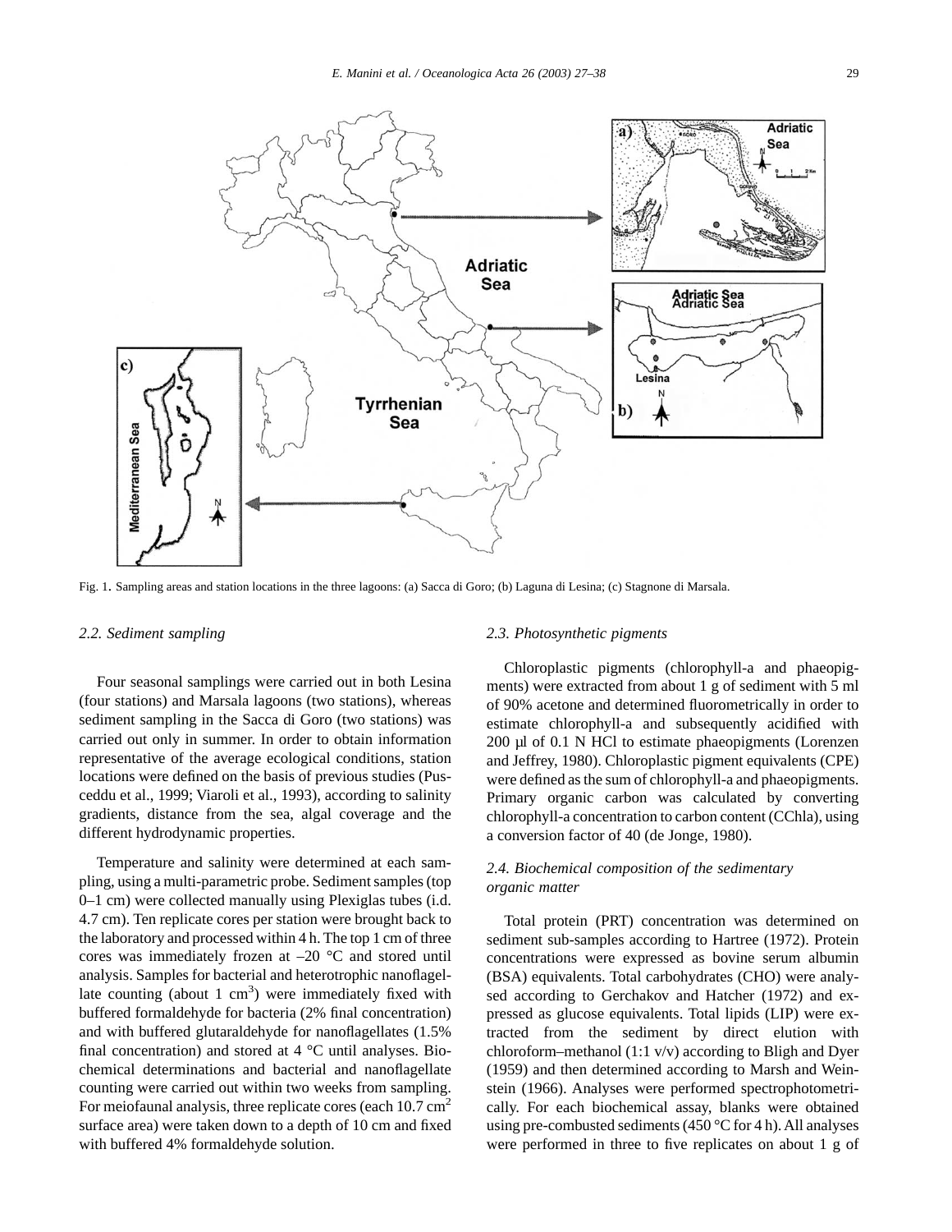Fig. 1. Sampling areas and station locations in the three lagoons: (a) Sacca di Goro; (b) Laguna di Lesina; (c) Stagnone di Marsala.

### 2.2. Sediment sampling

Four seasonal samplings were carried out in both Lesina (four stations) and Marsala lagoons (two stations), whereas sediment sampling in the Sacca di Goro (two stations) was carried out only in summer. In order to obtain information representative of the average ecological conditions, station locations were defined on the basis of previous studies (Pusceddu et al., 1999; Viaroli et al., 1993), according to salinity gradients, distance from the sea, algal coverage and the different hydrodynamic properties.

Temperature and salinity were determined at each sampling, using a multi-parametric probe. Sediment samples (top 0–1 cm) were collected manually using Plexiglas tubes (i.d. 4.7 cm). Ten replicate cores per station were brought back to the laboratory and processed within 4 h. The top 1 cm of three cores was immediately frozen at –20 °C and stored until analysis. Samples for bacterial and heterotrophic nanoflagellate counting (about 1 $cm^3$) were immediately fixed with buffered formaldehyde for bacteria (2% final concentration) and with buffered glutaraldehyde for nanoflagellates (1.5% final concentration) and stored at 4 °C until analyses. Biochemical determinations and bacterial and nanoflagellate counting were carried out within two weeks from sampling. For meiofaunal analysis, three replicate cores (each 10.7 $cm^2$ surface area) were taken down to a depth of 10 cm and fixed with buffered 4% formaldehyde solution.

### 2.3. Photosynthetic pigments

Chloroplastic pigments (chlorophyll-a and phaeopigments) were extracted from about 1 g of sediment with 5 ml of 90% acetone and determined fluorometrically in order to estimate chlorophyll-a and subsequently acidified with 200 µl of 0.1 N HCl to estimate phaeopigments (Lorenzen and Jeffrey, 1980). Chloroplastic pigment equivalents (CPE) were defined as the sum of chlorophyll-a and phaeopigments. Primary organic carbon was calculated by converting chlorophyll-a concentration to carbon content (CChla), using a conversion factor of 40 (de Jonge, 1980).

### 2.4. Biochemical composition of the sedimentary organic matter

Total protein (PRT) concentration was determined on sediment sub-samples according to Hartree (1972). Protein concentrations were expressed as bovine serum albumin (BSA) equivalents. Total carbohydrates (CHO) were analysed according to Gerchakov and Hatcher (1972) and expressed as glucose equivalents. Total lipids (LIP) were extracted from the sediment by direct elution with chloroform–methanol (1:1 v/v) according to Bligh and Dyer (1959) and then determined according to Marsh and Weinstein (1966). Analyses were performed spectrophotometrically. For each biochemical assay, blanks were obtained using pre-combusted sediments (450 °C for 4 h). All analyses were performed in three to five replicates on about 1 g of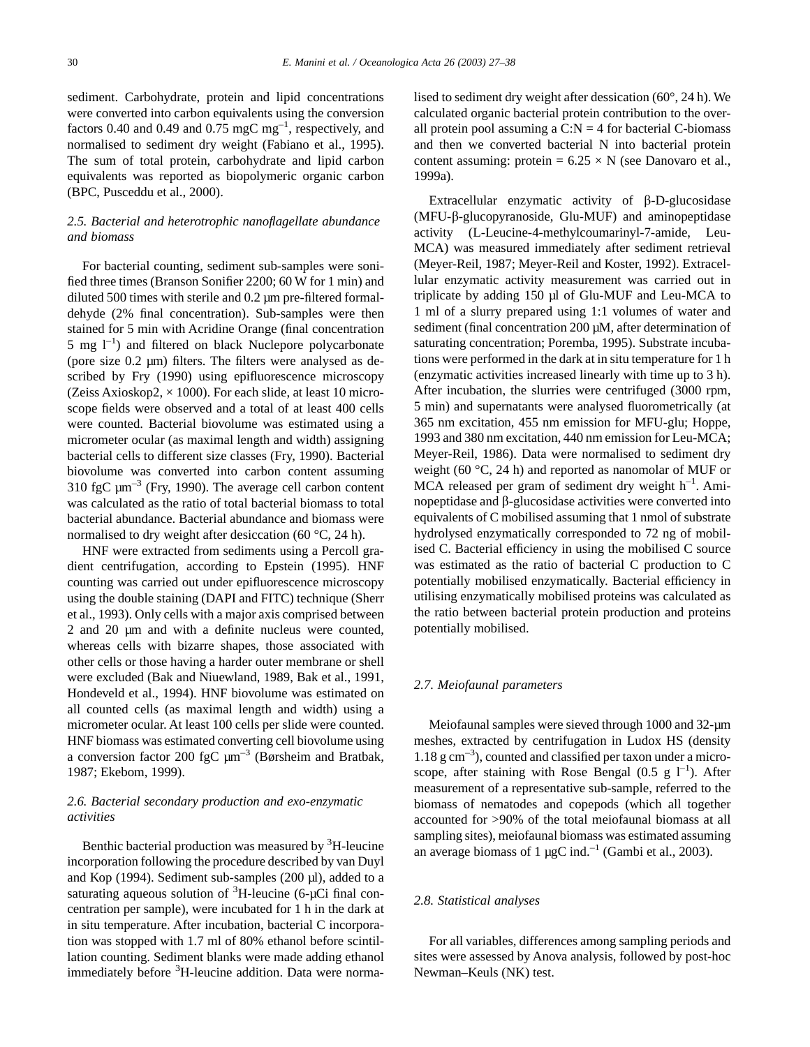sediment. Carbohydrate, protein and lipid concentrations were converted into carbon equivalents using the conversion factors 0.40 and 0.49 and 0.75 mgC $mg^{-1}$, respectively, and normalised to sediment dry weight (Fabiano et al., 1995). The sum of total protein, carbohydrate and lipid carbon equivalents was reported as biopolymeric organic carbon (BPC, Pusceddu et al., 2000).

### 2.5. Bacterial and heterotrophic nanoflagellate abundance and biomass

For bacterial counting, sediment sub-samples were sonified three times (Branson Sonifier 2200; 60 W for 1 min) and diluted 500 times with sterile and 0.2 µm pre-filtered formaldehyde (2% final concentration). Sub-samples were then stained for 5 min with Acridine Orange (final concentration 5 mg $l^{-1}$) and filtered on black Nuclepore polycarbonate (pore size 0.2 µm) filters. The filters were analysed as described by Fry (1990) using epifluorescence microscopy (Zeiss Axioskop2, × 1000). For each slide, at least 10 microscope fields were observed and a total of at least 400 cells were counted. Bacterial biovolume was estimated using a micrometer ocular (as maximal length and width) assigning bacterial cells to different size classes (Fry, 1990). Bacterial biovolume was converted into carbon content assuming 310 fgC $µm^{-3}$ (Fry, 1990). The average cell carbon content was calculated as the ratio of total bacterial biomass to total bacterial abundance. Bacterial abundance and biomass were normalised to dry weight after desiccation (60 °C, 24 h).

HNF were extracted from sediments using a Percoll gradient centrifugation, according to Epstein (1995). HNF counting was carried out under epifluorescence microscopy using the double staining (DAPI and FITC) technique (Sherr et al., 1993). Only cells with a major axis comprised between 2 and 20 µm and with a definite nucleus were counted, whereas cells with bizarre shapes, those associated with other cells or those having a harder outer membrane or shell were excluded (Bak and Niuewland, 1989, Bak et al., 1991, Hondeveld et al., 1994). HNF biovolume was estimated on all counted cells (as maximal length and width) using a micrometer ocular. At least 100 cells per slide were counted. HNF biomass was estimated converting cell biovolume using a conversion factor 200 fgC $µm^{-3}$ (Børsheim and Bratbak, 1987; Ekebom, 1999).

### 2.6. Bacterial secondary production and exo-enzymatic activities

Benthic bacterial production was measured by $^{3}$H-leucine incorporation following the procedure described by van Duyl and Kop (1994). Sediment sub-samples (200 µl), added to a saturating aqueous solution of $^{3}$H-leucine (6-µCi final concentration per sample), were incubated for 1 h in the dark at in situ temperature. After incubation, bacterial C incorporation was stopped with 1.7 ml of 80% ethanol before scintillation counting. Sediment blanks were made adding ethanol immediately before $^{3}$H-leucine addition. Data were normalised to sediment dry weight after dessication (60°, 24 h). We calculated organic bacterial protein contribution to the overall protein pool assuming a C:N = 4 for bacterial C-biomass and then we converted bacterial N into bacterial protein content assuming: protein = 6.25 × N (see Danovaro et al., 1999a).

Extracellular enzymatic activity of β-D-glucosidase (MFU-β-glucopyranoside, Glu-MUF) and aminopeptidase activity (L-Leucine-4-methylcoumarinyl-7-amide, Leu-MCA) was measured immediately after sediment retrieval (Meyer-Reil, 1987; Meyer-Reil and Koster, 1992). Extracellular enzymatic activity measurement was carried out in triplicate by adding 150 µl of Glu-MUF and Leu-MCA to 1 ml of a slurry prepared using 1:1 volumes of water and sediment (final concentration 200 µM, after determination of saturating concentration; Poremba, 1995). Substrate incubations were performed in the dark at in situ temperature for 1 h (enzymatic activities increased linearly with time up to 3 h). After incubation, the slurries were centrifuged (3000 rpm, 5 min) and supernatants were analysed fluorometrically (at 365 nm excitation, 455 nm emission for MFU-glu; Hoppe, 1993 and 380 nm excitation, 440 nm emission for Leu-MCA; Meyer-Reil, 1986). Data were normalised to sediment dry weight (60 °C, 24 h) and reported as nanomolar of MUF or MCA released per gram of sediment dry weight $h^{-1}$. Aminopeptidase and β-glucosidase activities were converted into equivalents of C mobilised assuming that 1 nmol of substrate hydrolysed enzymatically corresponded to 72 ng of mobilised C. Bacterial efficiency in using the mobilised C source was estimated as the ratio of bacterial C production to C potentially mobilised enzymatically. Bacterial efficiency in utilising enzymatically mobilised proteins was calculated as the ratio between bacterial protein production and proteins potentially mobilised.

### 2.7. Meiofaunal parameters

Meiofaunal samples were sieved through 1000 and 32-µm meshes, extracted by centrifugation in Ludox HS (density 1.18 g $cm^{-3}$), counted and classified per taxon under a microscope, after staining with Rose Bengal (0.5 g $l^{-1}$). After measurement of a representative sub-sample, referred to the biomass of nematodes and copepods (which all together accounted for >90% of the total meiofaunal biomass at all sampling sites), meiofaunal biomass was estimated assuming an average biomass of 1 µgC $ind.^{-1}$ (Gambi et al., 2003).

### 2.8. Statistical analyses

For all variables, differences among sampling periods and sites were assessed by Anova analysis, followed by post-hoc Newman–Keuls (NK) test.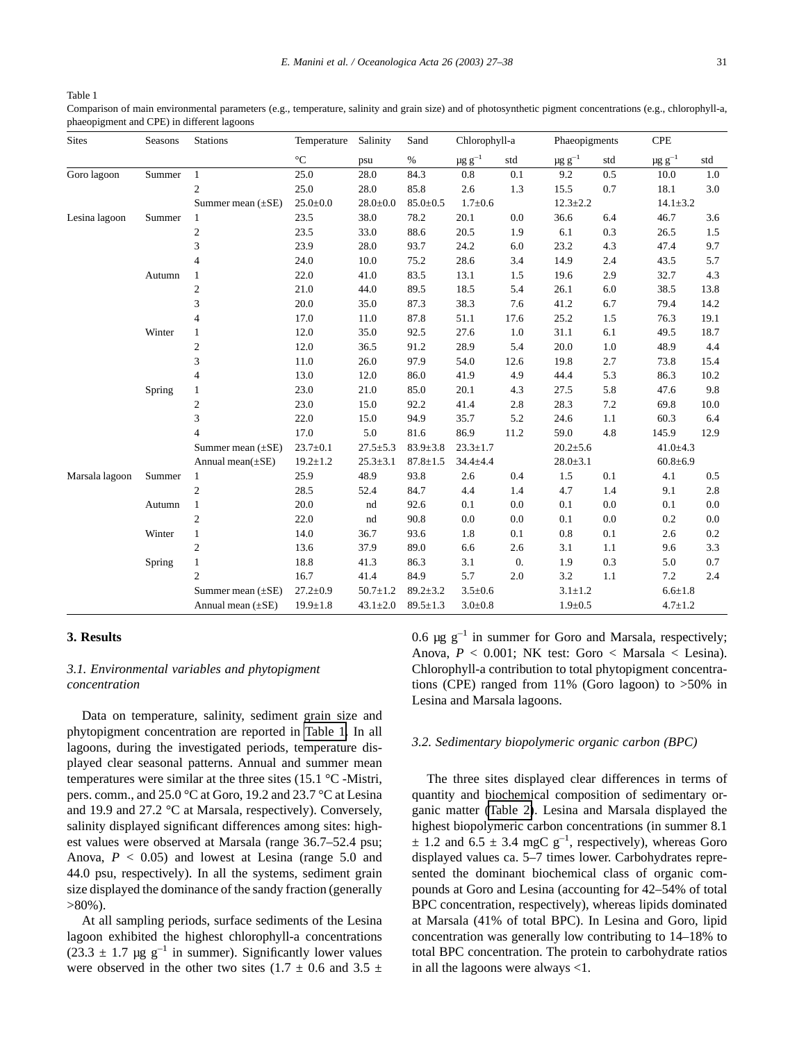Table 1

Comparison of main environmental parameters (e.g., temperature, salinity and grain size) and of photosynthetic pigment concentrations (e.g., chlorophyll-a, phaeopigment and CPE) in different lagoons

| Sites | Seasons | Stations | Temperature | Salinity | Sand | Chlorophyll-a | | Phaeopigments | | CPE | |
|---|---|---|---|---|---|---|---|---|---|---|---|
| | | | °C | psu | % | µg g$^{-1}$ | std | µg g$^{-1}$ | std | µg g$^{-1}$ | std |
| Goro lagoon | Summer | 1 | 25.0 | 28.0 | 84.3 | 0.8 | 0.1 | 9.2 | 0.5 | 10.0 | 1.0 |
| | | 2 | 25.0 | 28.0 | 85.8 | 2.6 | 1.3 | 15.5 | 0.7 | 18.1 | 3.0 |
| | | Summer mean (±SE) | 25.0±0.0 | 28.0±0.0 | 85.0±0.5 | 1.7±0.6 | | 12.3±2.2 | | 14.1±3.2 | |
| Lesina lagoon | Summer | 1 | 23.5 | 38.0 | 78.2 | 20.1 | 0.0 | 36.6 | 6.4 | 46.7 | 3.6 |
| | | 2 | 23.5 | 33.0 | 88.6 | 20.5 | 1.9 | 6.1 | 0.3 | 26.5 | 1.5 |
| | | 3 | 23.9 | 28.0 | 93.7 | 24.2 | 6.0 | 23.2 | 4.3 | 47.4 | 9.7 |
| | | 4 | 24.0 | 10.0 | 75.2 | 28.6 | 3.4 | 14.9 | 2.4 | 43.5 | 5.7 |
| | Autumn | 1 | 22.0 | 41.0 | 83.5 | 13.1 | 1.5 | 19.6 | 2.9 | 32.7 | 4.3 |
| | | 2 | 21.0 | 44.0 | 89.5 | 18.5 | 5.4 | 26.1 | 6.0 | 38.5 | 13.8 |
| | | 3 | 20.0 | 35.0 | 87.3 | 38.3 | 7.6 | 41.2 | 6.7 | 79.4 | 14.2 |
| | | 4 | 17.0 | 11.0 | 87.8 | 51.1 | 17.6 | 25.2 | 1.5 | 76.3 | 19.1 |
| | Winter | 1 | 12.0 | 35.0 | 92.5 | 27.6 | 1.0 | 31.1 | 6.1 | 49.5 | 18.7 |
| | | 2 | 12.0 | 36.5 | 91.2 | 28.9 | 5.4 | 20.0 | 1.0 | 48.9 | 4.4 |
| | | 3 | 11.0 | 26.0 | 97.9 | 54.0 | 12.6 | 19.8 | 2.7 | 73.8 | 15.4 |
| | | 4 | 13.0 | 12.0 | 86.0 | 41.9 | 4.9 | 44.4 | 5.3 | 86.3 | 10.2 |
| | Spring | 1 | 23.0 | 21.0 | 85.0 | 20.1 | 4.3 | 27.5 | 5.8 | 47.6 | 9.8 |
| | | 2 | 23.0 | 15.0 | 92.2 | 41.4 | 2.8 | 28.3 | 7.2 | 69.8 | 10.0 |
| | | 3 | 22.0 | 15.0 | 94.9 | 35.7 | 5.2 | 24.6 | 1.1 | 60.3 | 6.4 |
| | | 4 | 17.0 | 5.0 | 81.6 | 86.9 | 11.2 | 59.0 | 4.8 | 145.9 | 12.9 |
| | | Summer mean (±SE) | 23.7±0.1 | 27.5±5.3 | 83.9±3.8 | 23.3±1.7 | | 20.2±5.6 | | 41.0±4.3 | |
| | | Annual mean(±SE) | 19.2±1.2 | 25.3±3.1 | 87.8±1.5 | 34.4±4.4 | | 28.0±3.1 | | 60.8±6.9 | |
| Marsala lagoon | Summer | 1 | 25.9 | 48.9 | 93.8 | 2.6 | 0.4 | 1.5 | 0.1 | 4.1 | 0.5 |
| | | 2 | 28.5 | 52.4 | 84.7 | 4.4 | 1.4 | 4.7 | 1.4 | 9.1 | 2.8 |
| | Autumn | 1 | 20.0 | nd | 92.6 | 0.1 | 0.0 | 0.1 | 0.0 | 0.1 | 0.0 |
| | | 2 | 22.0 | nd | 90.8 | 0.0 | 0.0 | 0.1 | 0.0 | 0.2 | 0.0 |
| | Winter | 1 | 14.0 | 36.7 | 93.6 | 1.8 | 0.1 | 0.8 | 0.1 | 2.6 | 0.2 |
| | | 2 | 13.6 | 37.9 | 89.0 | 6.6 | 2.6 | 3.1 | 1.1 | 9.6 | 3.3 |
| | Spring | 1 | 18.8 | 41.3 | 86.3 | 3.1 | 0. | 1.9 | 0.3 | 5.0 | 0.7 |
| | | 2 | 16.7 | 41.4 | 84.9 | 5.7 | 2.0 | 3.2 | 1.1 | 7.2 | 2.4 |
| | | Summer mean (±SE) | 27.2±0.9 | 50.7±1.2 | 89.2±3.2 | 3.5±0.6 | | 3.1±1.2 | | 6.6±1.8 | |
| | | Annual mean (±SE) | 19.9±1.8 | 43.1±2.0 | 89.5±1.3 | 3.0±0.8 | | 1.9±0.5 | | 4.7±1.2 | |

## 3. Results

### 3.1. Environmental variables and phytopigment concentration

Data on temperature, salinity, sediment grain size and phytopigment concentration are reported in Table 1. In all lagoons, during the investigated periods, temperature displayed clear seasonal patterns. Annual and summer mean temperatures were similar at the three sites (15.1 °C -Mistri, pers. comm., and 25.0 °C at Goro, 19.2 and 23.7 °C at Lesina and 19.9 and 27.2 °C at Marsala, respectively). Conversely, salinity displayed significant differences among sites: highest values were observed at Marsala (range 36.7–52.4 psu; Anova, $P < 0.05$) and lowest at Lesina (range 5.0 and 44.0 psu, respectively). In all the systems, sediment grain size displayed the dominance of the sandy fraction (generally >80%).

At all sampling periods, surface sediments of the Lesina lagoon exhibited the highest chlorophyll-a concentrations (23.3 ± 1.7 µg g$^{-1}$ in summer). Significantly lower values were observed in the other two sites (1.7 ± 0.6 and 3.5 ± 0.6 µg g$^{-1}$ in summer for Goro and Marsala, respectively; Anova, $P < 0.001$; NK test: Goro < Marsala < Lesina). Chlorophyll-a contribution to total phytopigment concentrations (CPE) ranged from 11% (Goro lagoon) to >50% in Lesina and Marsala lagoons.

### 3.2. Sedimentary biopolymeric organic carbon (BPC)

The three sites displayed clear differences in terms of quantity and biochemical composition of sedimentary organic matter (Table 2). Lesina and Marsala displayed the highest biopolymeric carbon concentrations (in summer 8.1 ± 1.2 and 6.5 ± 3.4 mgC g$^{-1}$, respectively), whereas Goro displayed values ca. 5–7 times lower. Carbohydrates represented the dominant biochemical class of organic compounds at Goro and Lesina (accounting for 42–54% of total BPC concentration, respectively), whereas lipids dominated at Marsala (41% of total BPC). In Lesina and Goro, lipid concentration was generally low contributing to 14–18% to total BPC concentration. The protein to carbohydrate ratios in all the lagoons were always <1.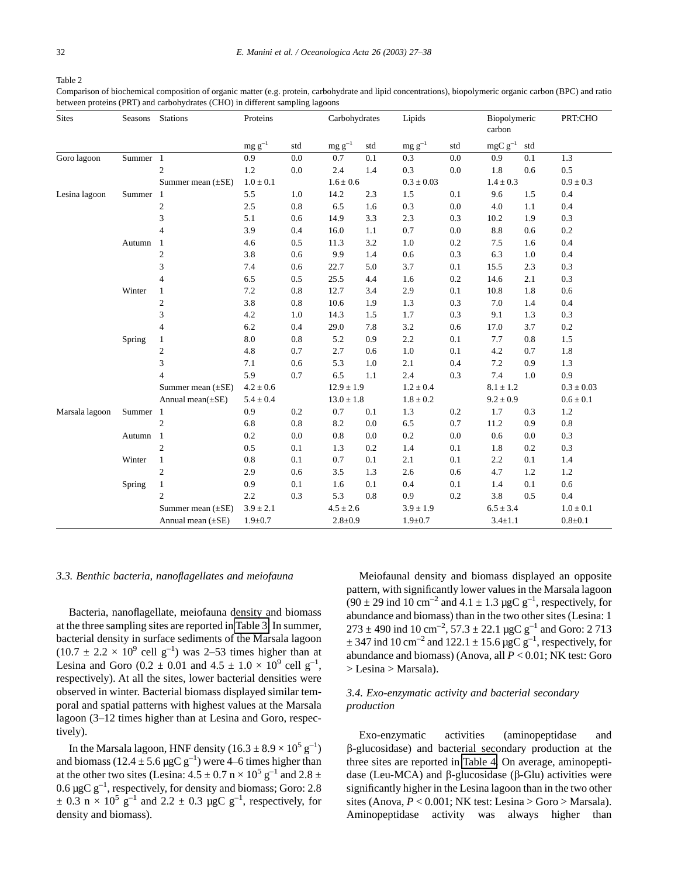Table 2

Comparison of biochemical composition of organic matter (e.g. protein, carbohydrate and lipid concentrations), biopolymeric organic carbon (BPC) and ratio between proteins (PRT) and carbohydrates (CHO) in different sampling lagoons

| Sites | Seasons | Stations | Proteins | | Carbohydrates | | Lipids | | Biopolymeric carbon | | PRT:CHO |
|---|---|---|---|---|---|---|---|---|---|---|---|
| | | | mg $g^{-1}$ | std | mg $g^{-1}$ | std | mg $g^{-1}$ | std | mgC $g^{-1}$ | std | |
| Goro lagoon | Summer | 1 | 0.9 | 0.0 | 0.7 | 0.1 | 0.3 | 0.0 | 0.9 | 0.1 | 1.3 |
| | | 2 | 1.2 | 0.0 | 2.4 | 1.4 | 0.3 | 0.0 | 1.8 | 0.6 | 0.5 |
| | | Summer mean (±SE) | 1.0 ± 0.1 | | 1.6 ± 0.6 | | 0.3 ± 0.03 | | 1.4 ± 0.3 | | 0.9 ± 0.3 |
| Lesina lagoon | Summer | 1 | 5.5 | 1.0 | 14.2 | 2.3 | 1.5 | 0.1 | 9.6 | 1.5 | 0.4 |
| | | 2 | 2.5 | 0.8 | 6.5 | 1.6 | 0.3 | 0.0 | 4.0 | 1.1 | 0.4 |
| | | 3 | 5.1 | 0.6 | 14.9 | 3.3 | 2.3 | 0.3 | 10.2 | 1.9 | 0.3 |
| | | 4 | 3.9 | 0.4 | 16.0 | 1.1 | 0.7 | 0.0 | 8.8 | 0.6 | 0.2 |
| | Autumn | 1 | 4.6 | 0.5 | 11.3 | 3.2 | 1.0 | 0.2 | 7.5 | 1.6 | 0.4 |
| | | 2 | 3.8 | 0.6 | 9.9 | 1.4 | 0.6 | 0.3 | 6.3 | 1.0 | 0.4 |
| | | 3 | 7.4 | 0.6 | 22.7 | 5.0 | 3.7 | 0.1 | 15.5 | 2.3 | 0.3 |
| | | 4 | 6.5 | 0.5 | 25.5 | 4.4 | 1.6 | 0.2 | 14.6 | 2.1 | 0.3 |
| | Winter | 1 | 7.2 | 0.8 | 12.7 | 3.4 | 2.9 | 0.1 | 10.8 | 1.8 | 0.6 |
| | | 2 | 3.8 | 0.8 | 10.6 | 1.9 | 1.3 | 0.3 | 7.0 | 1.4 | 0.4 |
| | | 3 | 4.2 | 1.0 | 14.3 | 1.5 | 1.7 | 0.3 | 9.1 | 1.3 | 0.3 |
| | | 4 | 6.2 | 0.4 | 29.0 | 7.8 | 3.2 | 0.6 | 17.0 | 3.7 | 0.2 |
| | Spring | 1 | 8.0 | 0.8 | 5.2 | 0.9 | 2.2 | 0.1 | 7.7 | 0.8 | 1.5 |
| | | 2 | 4.8 | 0.7 | 2.7 | 0.6 | 1.0 | 0.1 | 4.2 | 0.7 | 1.8 |
| | | 3 | 7.1 | 0.6 | 5.3 | 1.0 | 2.1 | 0.4 | 7.2 | 0.9 | 1.3 |
| | | 4 | 5.9 | 0.7 | 6.5 | 1.1 | 2.4 | 0.3 | 7.4 | 1.0 | 0.9 |
| | | Summer mean (±SE) | 4.2 ± 0.6 | | 12.9 ± 1.9 | | 1.2 ± 0.4 | | 8.1 ± 1.2 | | 0.3 ± 0.03 |
| | | Annual mean(±SE) | 5.4 ± 0.4 | | 13.0 ± 1.8 | | 1.8 ± 0.2 | | 9.2 ± 0.9 | | 0.6 ± 0.1 |
| Marsala lagoon | Summer | 1 | 0.9 | 0.2 | 0.7 | 0.1 | 1.3 | 0.2 | 1.7 | 0.3 | 1.2 |
| | | 2 | 6.8 | 0.8 | 8.2 | 0.0 | 6.5 | 0.7 | 11.2 | 0.9 | 0.8 |
| | Autumn | 1 | 0.2 | 0.0 | 0.8 | 0.0 | 0.2 | 0.0 | 0.6 | 0.0 | 0.3 |
| | | 2 | 0.5 | 0.1 | 1.3 | 0.2 | 1.4 | 0.1 | 1.8 | 0.2 | 0.3 |
| | Winter | 1 | 0.8 | 0.1 | 0.7 | 0.1 | 2.1 | 0.1 | 2.2 | 0.1 | 1.4 |
| | | 2 | 2.9 | 0.6 | 3.5 | 1.3 | 2.6 | 0.6 | 4.7 | 1.2 | 1.2 |
| | Spring | 1 | 0.9 | 0.1 | 1.6 | 0.1 | 0.4 | 0.1 | 1.4 | 0.1 | 0.6 |
| | | 2 | 2.2 | 0.3 | 5.3 | 0.8 | 0.9 | 0.2 | 3.8 | 0.5 | 0.4 |
| | | Summer mean (±SE) | 3.9 ± 2.1 | | 4.5 ± 2.6 | | 3.9 ± 1.9 | | 6.5 ± 3.4 | | 1.0 ± 0.1 |
| | | Annual mean (±SE) | 1.9±0.7 | | 2.8±0.9 | | 1.9±0.7 | | 3.4±1.1 | | 0.8±0.1 |

### 3.3. Benthic bacteria, nanoflagellates and meiofauna

Bacteria, nanoflagellate, meiofauna density and biomass at the three sampling sites are reported in Table 3. In summer, bacterial density in surface sediments of the Marsala lagoon ($10.7 \pm 2.2 \times 10^9$ cell $g^{-1}$) was 2–53 times higher than at Lesina and Goro ($0.2 \pm 0.01$ and $4.5 \pm 1.0 \times 10^9$ cell $g^{-1}$, respectively). At all the sites, lower bacterial densities were observed in winter. Bacterial biomass displayed similar temporal and spatial patterns with highest values at the Marsala lagoon (3–12 times higher than at Lesina and Goro, respectively).

In the Marsala lagoon, HNF density ($16.3 \pm 8.9 \times 10^5$ $g^{-1}$) and biomass ($12.4 \pm 5.6$ µgC $g^{-1}$) were 4–6 times higher than at the other two sites (Lesina: $4.5 \pm 0.7$ n $\times 10^5$ $g^{-1}$ and $2.8 \pm 0.6$ µgC $g^{-1}$, respectively, for density and biomass; Goro: $2.8 \pm 0.3$ n $\times 10^5$ $g^{-1}$ and $2.2 \pm 0.3$ µgC $g^{-1}$, respectively, for density and biomass).

Meiofaunal density and biomass displayed an opposite pattern, with significantly lower values in the Marsala lagoon ($90 \pm 29$ ind 10 $cm^{-2}$ and $4.1 \pm 1.3$ µgC $g^{-1}$, respectively, for abundance and biomass) than in the two other sites (Lesina: $1273 \pm 490$ ind 10 $cm^{-2}$, $57.3 \pm 22.1$ µgC $g^{-1}$ and Goro: $2713 \pm 347$ ind 10 $cm^{-2}$ and $122.1 \pm 15.6$ µgC $g^{-1}$, respectively, for abundance and biomass) (Anova, all $P < 0.01$; NK test: Goro > Lesina > Marsala).

### 3.4. Exo-enzymatic activity and bacterial secondary production

Exo-enzymatic activities (aminopeptidase and β-glucosidase) and bacterial secondary production at the three sites are reported in Table 4. On average, aminopeptidase (Leu-MCA) and β-glucosidase (β-Glu) activities were significantly higher in the Lesina lagoon than in the two other sites (Anova, $P < 0.001$; NK test: Lesina > Goro > Marsala). Aminopeptidase activity was always higher than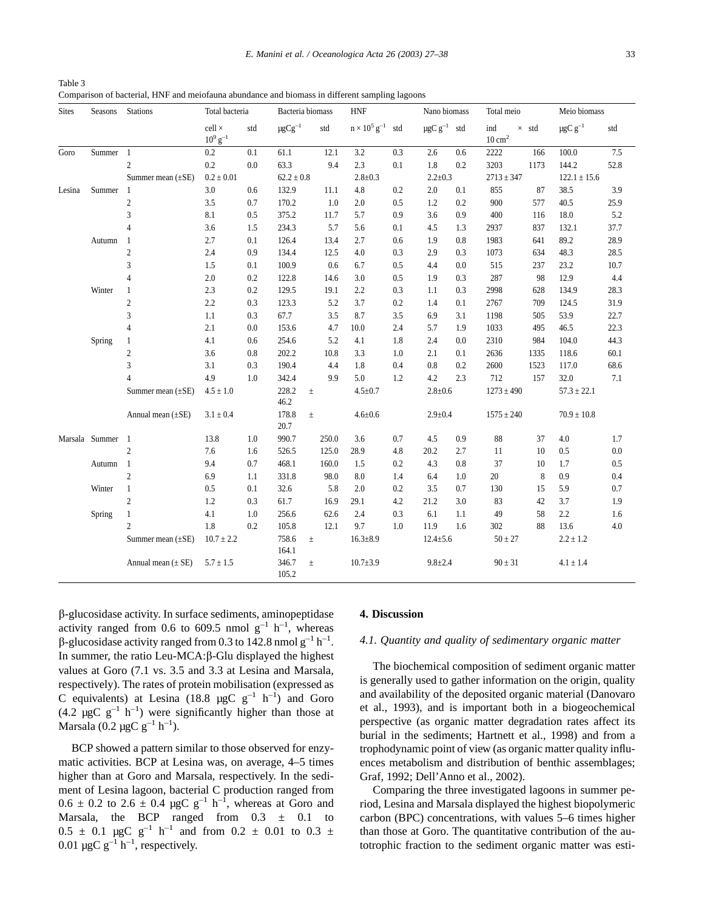Table 3
Comparison of bacterial, HNF and meiofauna abundance and biomass in different sampling lagoons

| Sites | Seasons | Stations | Total bacteria | std | Bacteria biomass | std | HNF | std | Nano biomass | std | Total meio | std | Meio biomass | std |
|---|---|---|---|---|---|---|---|---|---|---|---|---|---|---|
| | | | cell × $10^9$ g$^{-1}$ | std | μgCg$^{-1}$ | std | n × $10^5$ g$^{-1}$ | std | μgC g$^{-1}$ | std | ind × 10 cm$^2$ | std | μgC g$^{-1}$ | std |
| Goro | Summer | 1 | 0.2 | 0.1 | 61.1 | 12.1 | 3.2 | 0.3 | 2.6 | 0.6 | 2222 | 166 | 100.0 | 7.5 |
| | | 2 | 0.2 | 0.0 | 63.3 | 9.4 | 2.3 | 0.1 | 1.8 | 0.2 | 3203 | 1173 | 144.2 | 52.8 |
| | | Summer mean (±SE) | 0.2 ± 0.01 | | 62.2 ± 0.8 | | 2.8±0.3 | | 2.2±0.3 | | 2713 ± 347 | | 122.1 ± 15.6 | |
| Lesina | Summer | 1 | 3.0 | 0.6 | 132.9 | 11.1 | 4.8 | 0.2 | 2.0 | 0.1 | 855 | 87 | 38.5 | 3.9 |
| | | 2 | 3.5 | 0.7 | 170.2 | 1.0 | 2.0 | 0.5 | 1.2 | 0.2 | 900 | 577 | 40.5 | 25.9 |
| | | 3 | 8.1 | 0.5 | 375.2 | 11.7 | 5.7 | 0.9 | 3.6 | 0.9 | 400 | 116 | 18.0 | 5.2 |
| | | 4 | 3.6 | 1.5 | 234.3 | 5.7 | 5.6 | 0.1 | 4.5 | 1.3 | 2937 | 837 | 132.1 | 37.7 |
| | Autumn | 1 | 2.7 | 0.1 | 126.4 | 13.4 | 2.7 | 0.6 | 1.9 | 0.8 | 1983 | 641 | 89.2 | 28.9 |
| | | 2 | 2.4 | 0.9 | 134.4 | 12.5 | 4.0 | 0.3 | 2.9 | 0.3 | 1073 | 634 | 48.3 | 28.5 |
| | | 3 | 1.5 | 0.1 | 100.9 | 0.6 | 6.7 | 0.5 | 4.4 | 0.0 | 515 | 237 | 23.2 | 10.7 |
| | | 4 | 2.0 | 0.2 | 122.8 | 14.6 | 3.0 | 0.5 | 1.9 | 0.3 | 287 | 98 | 12.9 | 4.4 |
| | Winter | 1 | 2.3 | 0.2 | 129.5 | 19.1 | 2.2 | 0.3 | 1.1 | 0.3 | 2998 | 628 | 134.9 | 28.3 |
| | | 2 | 2.2 | 0.3 | 123.3 | 5.2 | 3.7 | 0.2 | 1.4 | 0.1 | 2767 | 709 | 124.5 | 31.9 |
| | | 3 | 1.1 | 0.3 | 67.7 | 3.5 | 8.7 | 3.5 | 6.9 | 3.1 | 1198 | 505 | 53.9 | 22.7 |
| | | 4 | 2.1 | 0.0 | 153.6 | 4.7 | 10.0 | 2.4 | 5.7 | 1.9 | 1033 | 495 | 46.5 | 22.3 |
| | Spring | 1 | 4.1 | 0.6 | 254.6 | 5.2 | 4.1 | 1.8 | 2.4 | 0.0 | 2310 | 984 | 104.0 | 44.3 |
| | | 2 | 3.6 | 0.8 | 202.2 | 10.8 | 3.3 | 1.0 | 2.1 | 0.1 | 2636 | 1335 | 118.6 | 60.1 |
| | | 3 | 3.1 | 0.3 | 190.4 | 4.4 | 1.8 | 0.4 | 0.8 | 0.2 | 2600 | 1523 | 117.0 | 68.6 |
| | | 4 | 4.9 | 1.0 | 342.4 | 9.9 | 5.0 | 1.2 | 4.2 | 2.3 | 712 | 157 | 32.0 | 7.1 |
| | | Summer mean (±SE) | 4.5 ± 1.0 | | 228.2 ± 46.2 | | 4.5±0.7 | | 2.8±0.6 | | 1273 ± 490 | | 57.3 ± 22.1 | |
| | | Annual mean (±SE) | 3.1 ± 0.4 | | 178.8 ± 20.7 | | 4.6±0.6 | | 2.9±0.4 | | 1575 ± 240 | | 70.9 ± 10.8 | |
| Marsala | Summer | 1 | 13.8 | 1.0 | 990.7 | 250.0 | 3.6 | 0.7 | 4.5 | 0.9 | 88 | 37 | 4.0 | 1.7 |
| | | 2 | 7.6 | 1.6 | 526.5 | 125.0 | 28.9 | 4.8 | 20.2 | 2.7 | 11 | 10 | 0.5 | 0.0 |
| | Autumn | 1 | 9.4 | 0.7 | 468.1 | 160.0 | 1.5 | 0.2 | 4.3 | 0.8 | 37 | 10 | 1.7 | 0.5 |
| | | 2 | 6.9 | 1.1 | 331.8 | 98.0 | 8.0 | 1.4 | 6.4 | 1.0 | 20 | 8 | 0.9 | 0.4 |
| | Winter | 1 | 0.5 | 0.1 | 32.6 | 5.8 | 2.0 | 0.2 | 3.5 | 0.7 | 130 | 15 | 5.9 | 0.7 |
| | | 2 | 1.2 | 0.3 | 61.7 | 16.9 | 29.1 | 4.2 | 21.2 | 3.0 | 83 | 42 | 3.7 | 1.9 |
| | Spring | 1 | 4.1 | 1.0 | 256.6 | 62.6 | 2.4 | 0.3 | 6.1 | 1.1 | 49 | 58 | 2.2 | 1.6 |
| | | 2 | 1.8 | 0.2 | 105.8 | 12.1 | 9.7 | 1.0 | 11.9 | 1.6 | 302 | 88 | 13.6 | 4.0 |
| | | Summer mean (±SE) | 10.7 ± 2.2 | | 758.6 ± 164.1 | | 16.3±8.9 | | 12.4±5.6 | | 50 ± 27 | | 2.2 ± 1.2 | |
| | | Annual mean (± SE) | 5.7 ± 1.5 | | 346.7 ± 105.2 | | 10.7±3.9 | | 9.8±2.4 | | 90 ± 31 | | 4.1 ± 1.4 | |

β-glucosidase activity. In surface sediments, aminopeptidase activity ranged from 0.6 to 609.5 nmol g$^{-1}$ h$^{-1}$, whereas β-glucosidase activity ranged from 0.3 to 142.8 nmol g$^{-1}$ h$^{-1}$. In summer, the ratio Leu-MCA:β-Glu displayed the highest values at Goro (7.1 vs. 3.5 and 3.3 at Lesina and Marsala, respectively). The rates of protein mobilisation (expressed as C equivalents) at Lesina (18.8 μgC g$^{-1}$ h$^{-1}$) and Goro (4.2 μgC g$^{-1}$ h$^{-1}$) were significantly higher than those at Marsala (0.2 μgC g$^{-1}$ h$^{-1}$).

BCP showed a pattern similar to those observed for enzymatic activities. BCP at Lesina was, on average, 4–5 times higher than at Goro and Marsala, respectively. In the sediment of Lesina lagoon, bacterial C production ranged from 0.6 ± 0.2 to 2.6 ± 0.4 μgC g$^{-1}$ h$^{-1}$, whereas at Goro and Marsala, the BCP ranged from 0.3 ± 0.1 to 0.5 ± 0.1 μgC g$^{-1}$ h$^{-1}$ and from 0.2 ± 0.01 to 0.3 ± 0.01 μgC g$^{-1}$ h$^{-1}$, respectively.

## 4. Discussion

### 4.1. Quantity and quality of sedimentary organic matter

The biochemical composition of sediment organic matter is generally used to gather information on the origin, quality and availability of the deposited organic material (Danovaro et al., 1993), and is important both in a biogeochemical perspective (as organic matter degradation rates affect its burial in the sediments; Hartnett et al., 1998) and from a trophodynamic point of view (as organic matter quality influences metabolism and distribution of benthic assemblages; Graf, 1992; Dell'Anno et al., 2002).

Comparing the three investigated lagoons in summer period, Lesina and Marsala displayed the highest biopolymeric carbon (BPC) concentrations, with values 5–6 times higher than those at Goro. The quantitative contribution of the autotrophic fraction to the sediment organic matter was esti-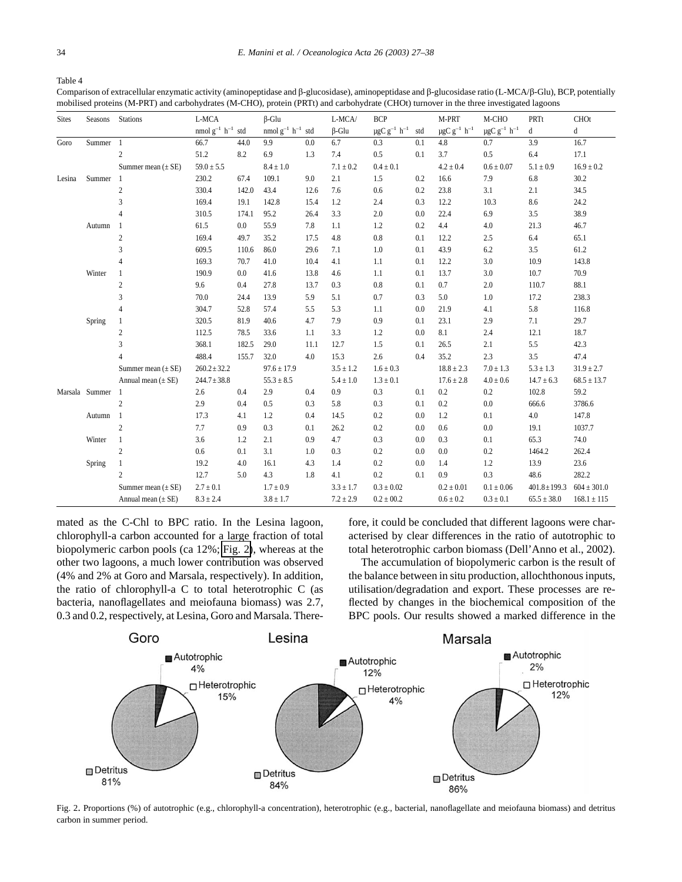Table 4

Comparison of extracellular enzymatic activity (aminopeptidase and β-glucosidase), aminopeptidase and β-glucosidase ratio (L-MCA/β-Glu), BCP, potentially mobilised proteins (M-PRT) and carbohydrates (M-CHO), protein (PRTt) and carbohydrate (CHOt) turnover in the three investigated lagoons

| Sites | Seasons | Stations | L-MCA | | β-Glu | | L-MCA/ | BCP | | M-PRT | M-CHO | PRTt | CHOt |
|---|---|---|---|---|---|---|---|---|---|---|---|---|---|
| | | | nmol $g^{-1}$ $h^{-1}$ | std | nmol $g^{-1}$ $h^{-1}$ | std | β-Glu | μgC $g^{-1}$ $h^{-1}$ | std | μgC $g^{-1}$ $h^{-1}$ | μgC $g^{-1}$ $h^{-1}$ | d | d |
| Goro | Summer | 1 | 66.7 | 44.0 | 9.9 | 0.0 | 6.7 | 0.3 | 0.1 | 4.8 | 0.7 | 3.9 | 16.7 |
| | | 2 | 51.2 | 8.2 | 6.9 | 1.3 | 7.4 | 0.5 | 0.1 | 3.7 | 0.5 | 6.4 | 17.1 |
| | | Summer mean (± SE) | 59.0 ± 5.5 | | 8.4 ± 1.0 | | 7.1 ± 0.2 | 0.4 ± 0.1 | | 4.2 ± 0.4 | 0.6 ± 0.07 | 5.1 ± 0.9 | 16.9 ± 0.2 |
| Lesina | Summer | 1 | 230.2 | 67.4 | 109.1 | 9.0 | 2.1 | 1.5 | 0.2 | 16.6 | 7.9 | 6.8 | 30.2 |
| | | 2 | 330.4 | 142.0 | 43.4 | 12.6 | 7.6 | 0.6 | 0.2 | 23.8 | 3.1 | 2.1 | 34.5 |
| | | 3 | 169.4 | 19.1 | 142.8 | 15.4 | 1.2 | 2.4 | 0.3 | 12.2 | 10.3 | 8.6 | 24.2 |
| | | 4 | 310.5 | 174.1 | 95.2 | 26.4 | 3.3 | 2.0 | 0.0 | 22.4 | 6.9 | 3.5 | 38.9 |
| | Autumn | 1 | 61.5 | 0.0 | 55.9 | 7.8 | 1.1 | 1.2 | 0.2 | 4.4 | 4.0 | 21.3 | 46.7 |
| | | 2 | 169.4 | 49.7 | 35.2 | 17.5 | 4.8 | 0.8 | 0.1 | 12.2 | 2.5 | 6.4 | 65.1 |
| | | 3 | 609.5 | 110.6 | 86.0 | 29.6 | 7.1 | 1.0 | 0.1 | 43.9 | 6.2 | 3.5 | 61.2 |
| | | 4 | 169.3 | 70.7 | 41.0 | 10.4 | 4.1 | 1.1 | 0.1 | 12.2 | 3.0 | 10.9 | 143.8 |
| | Winter | 1 | 190.9 | 0.0 | 41.6 | 13.8 | 4.6 | 1.1 | 0.1 | 13.7 | 3.0 | 10.7 | 70.9 |
| | | 2 | 9.6 | 0.4 | 27.8 | 13.7 | 0.3 | 0.8 | 0.1 | 0.7 | 2.0 | 110.7 | 88.1 |
| | | 3 | 70.0 | 24.4 | 13.9 | 5.9 | 5.1 | 0.7 | 0.3 | 5.0 | 1.0 | 17.2 | 238.3 |
| | | 4 | 304.7 | 52.8 | 57.4 | 5.5 | 5.3 | 1.1 | 0.0 | 21.9 | 4.1 | 5.8 | 116.8 |
| | Spring | 1 | 320.5 | 81.9 | 40.6 | 4.7 | 7.9 | 0.9 | 0.1 | 23.1 | 2.9 | 7.1 | 29.7 |
| | | 2 | 112.5 | 78.5 | 33.6 | 1.1 | 3.3 | 1.2 | 0.0 | 8.1 | 2.4 | 12.1 | 18.7 |
| | | 3 | 368.1 | 182.5 | 29.0 | 11.1 | 12.7 | 1.5 | 0.1 | 26.5 | 2.1 | 5.5 | 42.3 |
| | | 4 | 488.4 | 155.7 | 32.0 | 4.0 | 15.3 | 2.6 | 0.4 | 35.2 | 2.3 | 3.5 | 47.4 |
| | | Summer mean (± SE) | 260.2 ± 32.2 | | 97.6 ± 17.9 | | 3.5 ± 1.2 | 1.6 ± 0.3 | | 18.8 ± 2.3 | 7.0 ± 1.3 | 5.3 ± 1.3 | 31.9 ± 2.7 |
| | | Annual mean (± SE) | 244.7 ± 38.8 | | 55.3 ± 8.5 | | 5.4 ± 1.0 | 1.3 ± 0.1 | | 17.6 ± 2.8 | 4.0 ± 0.6 | 14.7 ± 6.3 | 68.5 ± 13.7 |
| Marsala | Summer | 1 | 2.6 | 0.4 | 2.9 | 0.4 | 0.9 | 0.3 | 0.1 | 0.2 | 0.2 | 102.8 | 59.2 |
| | | 2 | 2.9 | 0.4 | 0.5 | 0.3 | 5.8 | 0.3 | 0.1 | 0.2 | 0.0 | 666.6 | 3786.6 |
| | Autumn | 1 | 17.3 | 4.1 | 1.2 | 0.4 | 14.5 | 0.2 | 0.0 | 1.2 | 0.1 | 4.0 | 147.8 |
| | | 2 | 7.7 | 0.9 | 0.3 | 0.1 | 26.2 | 0.2 | 0.0 | 0.6 | 0.0 | 19.1 | 1037.7 |
| | Winter | 1 | 3.6 | 1.2 | 2.1 | 0.9 | 4.7 | 0.3 | 0.0 | 0.3 | 0.1 | 65.3 | 74.0 |
| | | 2 | 0.6 | 0.1 | 3.1 | 1.0 | 0.3 | 0.2 | 0.0 | 0.0 | 0.2 | 1464.2 | 262.4 |
| | Spring | 1 | 19.2 | 4.0 | 16.1 | 4.3 | 1.4 | 0.2 | 0.0 | 1.4 | 1.2 | 13.9 | 23.6 |
| | | 2 | 12.7 | 5.0 | 4.3 | 1.8 | 4.1 | 0.2 | 0.1 | 0.9 | 0.3 | 48.6 | 282.2 |
| | | Summer mean (± SE) | 2.7 ± 0.1 | | 1.7 ± 0.9 | | 3.3 ± 1.7 | 0.3 ± 0.02 | | 0.2 ± 0.01 | 0.1 ± 0.06 | 401.8 ± 199.3 | 604 ± 301.0 |
| | | Annual mean (± SE) | 8.3 ± 2.4 | | 3.8 ± 1.7 | | 7.2 ± 2.9 | 0.2 ± 00.2 | | 0.6 ± 0.2 | 0.3 ± 0.1 | 65.5 ± 38.0 | 168.1 ± 115 |

mated as the C-Chl to BPC ratio. In the Lesina lagoon, chlorophyll-a carbon accounted for a large fraction of total biopolymeric carbon pools (ca 12%; Fig. 2), whereas at the other two lagoons, a much lower contribution was observed (4% and 2% at Goro and Marsala, respectively). In addition, the ratio of chlorophyll-a C to total heterotrophic C (as bacteria, nanoflagellates and meiofauna biomass) was 2.7, 0.3 and 0.2, respectively, at Lesina, Goro and Marsala. Therefore, it could be concluded that different lagoons were characterised by clear differences in the ratio of autotrophic to total heterotrophic carbon biomass (Dell'Anno et al., 2002).

The accumulation of biopolymeric carbon is the result of the balance between in situ production, allochthonous inputs, utilisation/degradation and export. These processes are reflected by changes in the biochemical composition of the BPC pools. Our results showed a marked difference in the

| | Goro | Lesina | Marsala |
|---|---|---|---|
| Autotrophic | 4% | 12% | 2% |
| Heterotrophic | 15% | 4% | 12% |
| Detritus | 81% | 84% | 86% |

Fig. 2. Proportions (%) of autotrophic (e.g., chlorophyll-a concentration), heterotrophic (e.g., bacterial, nanoflagellate and meiofauna biomass) and detritus carbon in summer period.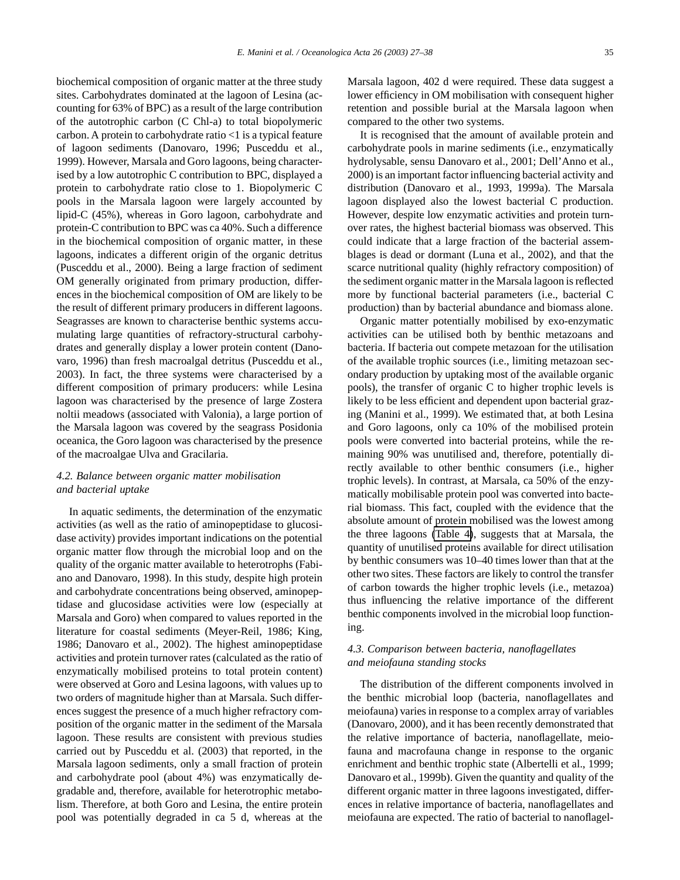biochemical composition of organic matter at the three study sites. Carbohydrates dominated at the lagoon of Lesina (accounting for 63% of BPC) as a result of the large contribution of the autotrophic carbon (C Chl-a) to total biopolymeric carbon. A protein to carbohydrate ratio <1 is a typical feature of lagoon sediments (Danovaro, 1996; Pusceddu et al., 1999). However, Marsala and Goro lagoons, being characterised by a low autotrophic C contribution to BPC, displayed a protein to carbohydrate ratio close to 1. Biopolymeric C pools in the Marsala lagoon were largely accounted by lipid-C (45%), whereas in Goro lagoon, carbohydrate and protein-C contribution to BPC was ca 40%. Such a difference in the biochemical composition of organic matter, in these lagoons, indicates a different origin of the organic detritus (Pusceddu et al., 2000). Being a large fraction of sediment OM generally originated from primary production, differences in the biochemical composition of OM are likely to be the result of different primary producers in different lagoons. Seagrasses are known to characterise benthic systems accumulating large quantities of refractory-structural carbohydrates and generally display a lower protein content (Danovaro, 1996) than fresh macroalgal detritus (Pusceddu et al., 2003). In fact, the three systems were characterised by a different composition of primary producers: while Lesina lagoon was characterised by the presence of large Zostera noltii meadows (associated with Valonia), a large portion of the Marsala lagoon was covered by the seagrass Posidonia oceanica, the Goro lagoon was characterised by the presence of the macroalgae Ulva and Gracilaria.

### *4.2. Balance between organic matter mobilisation and bacterial uptake*

In aquatic sediments, the determination of the enzymatic activities (as well as the ratio of aminopeptidase to glucosidase activity) provides important indications on the potential organic matter flow through the microbial loop and on the quality of the organic matter available to heterotrophs (Fabiano and Danovaro, 1998). In this study, despite high protein and carbohydrate concentrations being observed, aminopeptidase and glucosidase activities were low (especially at Marsala and Goro) when compared to values reported in the literature for coastal sediments (Meyer-Reil, 1986; King, 1986; Danovaro et al., 2002). The highest aminopeptidase activities and protein turnover rates (calculated as the ratio of enzymatically mobilised proteins to total protein content) were observed at Goro and Lesina lagoons, with values up to two orders of magnitude higher than at Marsala. Such differences suggest the presence of a much higher refractory composition of the organic matter in the sediment of the Marsala lagoon. These results are consistent with previous studies carried out by Pusceddu et al. (2003) that reported, in the Marsala lagoon sediments, only a small fraction of protein and carbohydrate pool (about 4%) was enzymatically degradable and, therefore, available for heterotrophic metabolism. Therefore, at both Goro and Lesina, the entire protein pool was potentially degraded in ca 5 d, whereas at the Marsala lagoon, 402 d were required. These data suggest a lower efficiency in OM mobilisation with consequent higher retention and possible burial at the Marsala lagoon when compared to the other two systems.

It is recognised that the amount of available protein and carbohydrate pools in marine sediments (i.e., enzymatically hydrolysable, sensu Danovaro et al., 2001; Dell'Anno et al., 2000) is an important factor influencing bacterial activity and distribution (Danovaro et al., 1993, 1999a). The Marsala lagoon displayed also the lowest bacterial C production. However, despite low enzymatic activities and protein turnover rates, the highest bacterial biomass was observed. This could indicate that a large fraction of the bacterial assemblages is dead or dormant (Luna et al., 2002), and that the scarce nutritional quality (highly refractory composition) of the sediment organic matter in the Marsala lagoon is reflected more by functional bacterial parameters (i.e., bacterial C production) than by bacterial abundance and biomass alone.

Organic matter potentially mobilised by exo-enzymatic activities can be utilised both by benthic metazoans and bacteria. If bacteria out compete metazoan for the utilisation of the available trophic sources (i.e., limiting metazoan secondary production by uptaking most of the available organic pools), the transfer of organic C to higher trophic levels is likely to be less efficient and dependent upon bacterial grazing (Manini et al., 1999). We estimated that, at both Lesina and Goro lagoons, only ca 10% of the mobilised protein pools were converted into bacterial proteins, while the remaining 90% was unutilised and, therefore, potentially directly available to other benthic consumers (i.e., higher trophic levels). In contrast, at Marsala, ca 50% of the enzymatically mobilisable protein pool was converted into bacterial biomass. This fact, coupled with the evidence that the absolute amount of protein mobilised was the lowest among the three lagoons (Table 4), suggests that at Marsala, the quantity of unutilised proteins available for direct utilisation by benthic consumers was 10–40 times lower than that at the other two sites. These factors are likely to control the transfer of carbon towards the higher trophic levels (i.e., metazoa) thus influencing the relative importance of the different benthic components involved in the microbial loop functioning.

### *4.3. Comparison between bacteria, nanoflagellates and meiofauna standing stocks*

The distribution of the different components involved in the benthic microbial loop (bacteria, nanoflagellates and meiofauna) varies in response to a complex array of variables (Danovaro, 2000), and it has been recently demonstrated that the relative importance of bacteria, nanoflagellate, meiofauna and macrofauna change in response to the organic enrichment and benthic trophic state (Albertelli et al., 1999; Danovaro et al., 1999b). Given the quantity and quality of the different organic matter in three lagoons investigated, differences in relative importance of bacteria, nanoflagellates and meiofauna are expected. The ratio of bacterial to nanoflagel-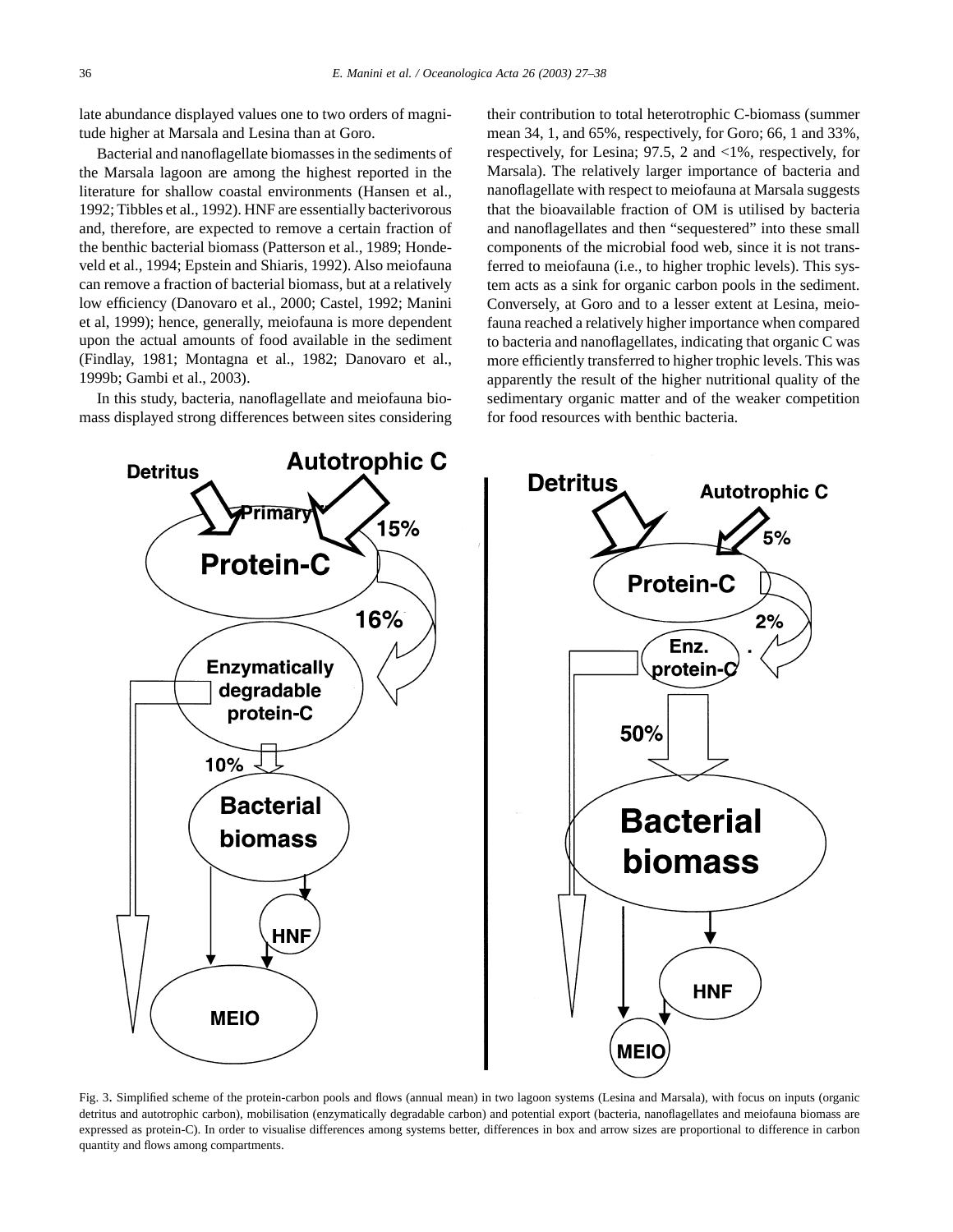late abundance displayed values one to two orders of magnitude higher at Marsala and Lesina than at Goro.

Bacterial and nanoflagellate biomasses in the sediments of the Marsala lagoon are among the highest reported in the literature for shallow coastal environments (Hansen et al., 1992; Tibbles et al., 1992). HNF are essentially bacterivorous and, therefore, are expected to remove a certain fraction of the benthic bacterial biomass (Patterson et al., 1989; Hondeveld et al., 1994; Epstein and Shiaris, 1992). Also meiofauna can remove a fraction of bacterial biomass, but at a relatively low efficiency (Danovaro et al., 2000; Castel, 1992; Manini et al, 1999); hence, generally, meiofauna is more dependent upon the actual amounts of food available in the sediment (Findlay, 1981; Montagna et al., 1982; Danovaro et al., 1999b; Gambi et al., 2003).

In this study, bacteria, nanoflagellate and meiofauna biomass displayed strong differences between sites considering their contribution to total heterotrophic C-biomass (summer mean 34, 1, and 65%, respectively, for Goro; 66, 1 and 33%, respectively, for Lesina; 97.5, 2 and <1%, respectively, for Marsala). The relatively larger importance of bacteria and nanoflagellate with respect to meiofauna at Marsala suggests that the bioavailable fraction of OM is utilised by bacteria and nanoflagellates and then "sequestered" into these small components of the microbial food web, since it is not transferred to meiofauna (i.e., to higher trophic levels). This system acts as a sink for organic carbon pools in the sediment. Conversely, at Goro and to a lesser extent at Lesina, meiofauna reached a relatively higher importance when compared to bacteria and nanoflagellates, indicating that organic C was more efficiently transferred to higher trophic levels. This was apparently the result of the higher nutritional quality of the sedimentary organic matter and of the weaker competition for food resources with benthic bacteria.

Fig. 3. Simplified scheme of the protein-carbon pools and flows (annual mean) in two lagoon systems (Lesina and Marsala), with focus on inputs (organic detritus and autotrophic carbon), mobilisation (enzymatically degradable carbon) and potential export (bacteria, nanoflagellates and meiofauna biomass are expressed as protein-C). In order to visualise differences among systems better, differences in box and arrow sizes are proportional to difference in carbon quantity and flows among compartments.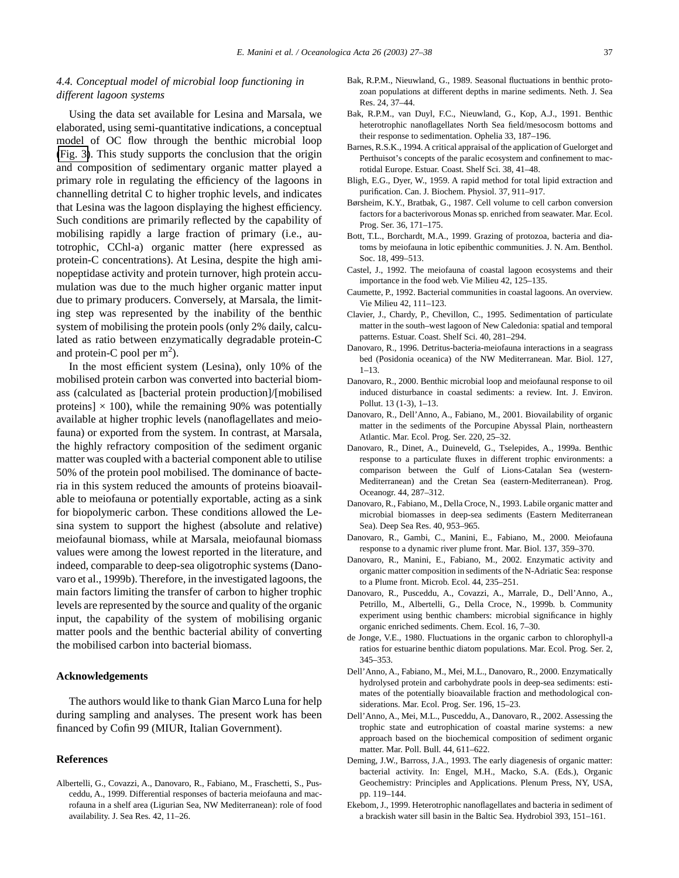### 4.4. Conceptual model of microbial loop functioning in different lagoon systems

Using the data set available for Lesina and Marsala, we elaborated, using semi-quantitative indications, a conceptual model of OC flow through the benthic microbial loop (Fig. 3). This study supports the conclusion that the origin and composition of sedimentary organic matter played a primary role in regulating the efficiency of the lagoons in channelling detrital C to higher trophic levels, and indicates that Lesina was the lagoon displaying the highest efficiency. Such conditions are primarily reflected by the capability of mobilising rapidly a large fraction of primary (i.e., autotrophic, CChl-a) organic matter (here expressed as protein-C concentrations). At Lesina, despite the high aminopeptidase activity and protein turnover, high protein accumulation was due to the much higher organic matter input due to primary producers. Conversely, at Marsala, the limiting step was represented by the inability of the benthic system of mobilising the protein pools (only 2% daily, calculated as ratio between enzymatically degradable protein-C and protein-C pool per m$^2$).

In the most efficient system (Lesina), only 10% of the mobilised protein carbon was converted into bacterial biomass (calculated as [bacterial protein production]/[mobilised proteins] $\times$ 100), while the remaining 90% was potentially available at higher trophic levels (nanoflagellates and meiofauna) or exported from the system. In contrast, at Marsala, the highly refractory composition of the sediment organic matter was coupled with a bacterial component able to utilise 50% of the protein pool mobilised. The dominance of bacteria in this system reduced the amounts of proteins bioavailable to meiofauna or potentially exportable, acting as a sink for biopolymeric carbon. These conditions allowed the Lesina system to support the highest (absolute and relative) meiofaunal biomass, while at Marsala, meiofaunal biomass values were among the lowest reported in the literature, and indeed, comparable to deep-sea oligotrophic systems (Danovaro et al., 1999b). Therefore, in the investigated lagoons, the main factors limiting the transfer of carbon to higher trophic levels are represented by the source and quality of the organic input, the capability of the system of mobilising organic matter pools and the benthic bacterial ability of converting the mobilised carbon into bacterial biomass.

## Acknowledgements

The authors would like to thank Gian Marco Luna for help during sampling and analyses. The present work has been financed by Cofin 99 (MIUR, Italian Government).

## References

Albertelli, G., Covazzi, A., Danovaro, R., Fabiano, M., Fraschetti, S., Pusceddu, A., 1999. Differential responses of bacteria meiofauna and macrofauna in a shelf area (Ligurian Sea, NW Mediterranean): role of food availability. J. Sea Res. 42, 11–26.

Bak, R.P.M., Nieuwland, G., 1989. Seasonal fluctuations in benthic protozoan populations at different depths in marine sediments. Neth. J. Sea Res. 24, 37–44.

Bak, R.P.M., van Duyl, F.C., Nieuwland, G., Kop, A.J., 1991. Benthic heterotrophic nanoflagellates North Sea field/mesocosm bottoms and their response to sedimentation. Ophelia 33, 187–196.

Barnes, R.S.K., 1994. A critical appraisal of the application of Guelorget and Perthuisot's concepts of the paralic ecosystem and confinement to macrotidal Europe. Estuar. Coast. Shelf Sci. 38, 41–48.

Bligh, E.G., Dyer, W., 1959. A rapid method for total lipid extraction and purification. Can. J. Biochem. Physiol. 37, 911–917.

Børsheim, K.Y., Bratbak, G., 1987. Cell volume to cell carbon conversion factors for a bacterivorous Monas sp. enriched from seawater. Mar. Ecol. Prog. Ser. 36, 171–175.

Bott, T.L., Borchardt, M.A., 1999. Grazing of protozoa, bacteria and diatoms by meiofauna in lotic epibenthic communities. J. N. Am. Benthol. Soc. 18, 499–513.

Castel, J., 1992. The meiofauna of coastal lagoon ecosystems and their importance in the food web. Vie Milieu 42, 125–135.

Caumette, P., 1992. Bacterial communities in coastal lagoons. An overview. Vie Milieu 42, 111–123.

Clavier, J., Chardy, P., Chevillon, C., 1995. Sedimentation of particulate matter in the south–west lagoon of New Caledonia: spatial and temporal patterns. Estuar. Coast. Shelf Sci. 40, 281–294.

Danovaro, R., 1996. Detritus-bacteria-meiofauna interactions in a seagrass bed (Posidonia oceanica) of the NW Mediterranean. Mar. Biol. 127, 1–13.

Danovaro, R., 2000. Benthic microbial loop and meiofaunal response to oil induced disturbance in coastal sediments: a review. Int. J. Environ. Pollut. 13 (1-3), 1–13.

Danovaro, R., Dell'Anno, A., Fabiano, M., 2001. Biovailability of organic matter in the sediments of the Porcupine Abyssal Plain, northeastern Atlantic. Mar. Ecol. Prog. Ser. 220, 25–32.

Danovaro, R., Dinet, A., Duineveld, G., Tselepides, A., 1999a. Benthic response to a particulate fluxes in different trophic environments: a comparison between the Gulf of Lions-Catalan Sea (western-Mediterranean) and the Cretan Sea (eastern-Mediterranean). Prog. Oceanogr. 44, 287–312.

Danovaro, R., Fabiano, M., Della Croce, N., 1993. Labile organic matter and microbial biomasses in deep-sea sediments (Eastern Mediterranean Sea). Deep Sea Res. 40, 953–965.

Danovaro, R., Gambi, C., Manini, E., Fabiano, M., 2000. Meiofauna response to a dynamic river plume front. Mar. Biol. 137, 359–370.

Danovaro, R., Manini, E., Fabiano, M., 2002. Enzymatic activity and organic matter composition in sediments of the N-Adriatic Sea: response to a Plume front. Microb. Ecol. 44, 235–251.

Danovaro, R., Pusceddu, A., Covazzi, A., Marrale, D., Dell'Anno, A., Petrillo, M., Albertelli, G., Della Croce, N., 1999b. b. Community experiment using benthic chambers: microbial significance in highly organic enriched sediments. Chem. Ecol. 16, 7–30.

de Jonge, V.E., 1980. Fluctuations in the organic carbon to chlorophyll-a ratios for estuarine benthic diatom populations. Mar. Ecol. Prog. Ser. 2, 345–353.

Dell'Anno, A., Fabiano, M., Mei, M.L., Danovaro, R., 2000. Enzymatically hydrolysed protein and carbohydrate pools in deep-sea sediments: estimates of the potentially bioavailable fraction and methodological considerations. Mar. Ecol. Prog. Ser. 196, 15–23.

Dell'Anno, A., Mei, M.L., Pusceddu, A., Danovaro, R., 2002. Assessing the trophic state and eutrophication of coastal marine systems: a new approach based on the biochemical composition of sediment organic matter. Mar. Poll. Bull. 44, 611–622.

Deming, J.W., Barross, J.A., 1993. The early diagenesis of organic matter: bacterial activity. In: Engel, M.H., Macko, S.A. (Eds.), Organic Geochemistry: Principles and Applications. Plenum Press, NY, USA, pp. 119–144.

Ekebom, J., 1999. Heterotrophic nanoflagellates and bacteria in sediment of a brackish water sill basin in the Baltic Sea. Hydrobiol 393, 151–161.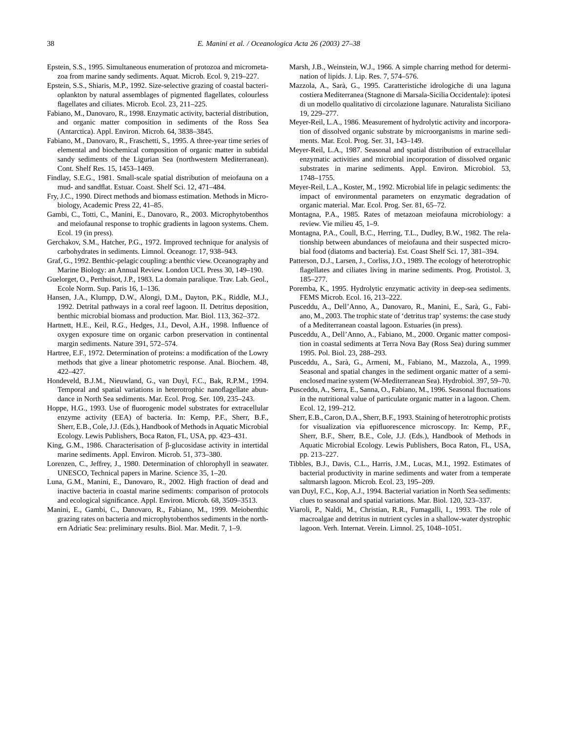Epstein, S.S., 1995. Simultaneous enumeration of protozoa and micrometazoa from marine sandy sediments. Aquat. Microb. Ecol. 9, 219–227.

Epstein, S.S., Shiaris, M.P., 1992. Size-selective grazing of coastal bacterioplankton by natural assemblages of pigmented flagellates, colourless flagellates and ciliates. Microb. Ecol. 23, 211–225.

Fabiano, M., Danovaro, R., 1998. Enzymatic activity, bacterial distribution, and organic matter composition in sediments of the Ross Sea (Antarctica). Appl. Environ. Microb. 64, 3838–3845.

Fabiano, M., Danovaro, R., Fraschetti, S., 1995. A three-year time series of elemental and biochemical composition of organic matter in subtidal sandy sediments of the Ligurian Sea (northwestern Mediterranean). Cont. Shelf Res. 15, 1453–1469.

Findlay, S.E.G., 1981. Small-scale spatial distribution of meiofauna on a mud- and sandflat. Estuar. Coast. Shelf Sci. 12, 471–484.

Fry, J.C., 1990. Direct methods and biomass estimation. Methods in Microbiology, Academic Press 22, 41–85.

Gambi, C., Totti, C., Manini, E., Danovaro, R., 2003. Microphytobenthos and meiofaunal response to trophic gradients in lagoon systems. Chem. Ecol. 19 (in press).

Gerchakov, S.M., Hatcher, P.G., 1972. Improved technique for analysis of carbohydrates in sediments. Limnol. Oceanogr. 17, 938–943.

Graf, G., 1992. Benthic-pelagic coupling: a benthic view. Oceanography and Marine Biology: an Annual Review. London UCL Press 30, 149–190.

Guelorget, O., Perthuisot, J.P., 1983. La domain paralique. Trav. Lab. Geol., Ecole Norm. Sup. Paris 16, 1–136.

Hansen, J.A., Klumpp, D.W., Alongi, D.M., Dayton, P.K., Riddle, M.J., 1992. Detrital pathways in a coral reef lagoon. II. Detritus deposition, benthic microbial biomass and production. Mar. Biol. 113, 362–372.

Hartnett, H.E., Keil, R.G., Hedges, J.I., Devol, A.H., 1998. Influence of oxygen exposure time on organic carbon preservation in continental margin sediments. Nature 391, 572–574.

Hartree, E.F., 1972. Determination of proteins: a modification of the Lowry methods that give a linear photometric response. Anal. Biochem. 48, 422–427.

Hondeveld, B.J.M., Nieuwland, G., van Duyl, F.C., Bak, R.P.M., 1994. Temporal and spatial variations in heterotrophic nanoflagellate abundance in North Sea sediments. Mar. Ecol. Prog. Ser. 109, 235–243.

Hoppe, H.G., 1993. Use of fluorogenic model substrates for extracellular enzyme activity (EEA) of bacteria. In: Kemp, P.F., Sherr, B.F., Sherr, E.B., Cole, J.J. (Eds.), Handbook of Methods in Aquatic Microbial Ecology. Lewis Publishers, Boca Raton, FL, USA, pp. 423–431.

King, G.M., 1986. Characterisation of β-glucosidase activity in intertidal marine sediments. Appl. Environ. Microb. 51, 373–380.

Lorenzen, C., Jeffrey, J., 1980. Determination of chlorophyll in seawater. UNESCO, Technical papers in Marine. Science 35, 1–20.

Luna, G.M., Manini, E., Danovaro, R., 2002. High fraction of dead and inactive bacteria in coastal marine sediments: comparison of protocols and ecological significance. Appl. Environ. Microb. 68, 3509–3513.

Manini, E., Gambi, C., Danovaro, R., Fabiano, M., 1999. Meiobenthic grazing rates on bacteria and microphytobenthos sediments in the northern Adriatic Sea: preliminary results. Biol. Mar. Medit. 7, 1–9.

Marsh, J.B., Weinstein, W.J., 1966. A simple charring method for determination of lipids. J. Lip. Res. 7, 574–576.

Mazzola, A., Sarà, G., 1995. Caratteristiche idrologiche di una laguna costiera Mediterranea (Stagnone di Marsala-Sicilia Occidentale): ipotesi di un modello qualitativo di circolazione lagunare. Naturalista Siciliano 19, 229–277.

Meyer-Reil, L.A., 1986. Measurement of hydrolytic activity and incorporation of dissolved organic substrate by microorganisms in marine sediments. Mar. Ecol. Prog. Ser. 31, 143–149.

Meyer-Reil, L.A., 1987. Seasonal and spatial distribution of extracellular enzymatic activities and microbial incorporation of dissolved organic substrates in marine sediments. Appl. Environ. Microbiol. 53, 1748–1755.

Meyer-Reil, L.A., Koster, M., 1992. Microbial life in pelagic sediments: the impact of environmental parameters on enzymatic degradation of organic material. Mar. Ecol. Prog. Ser. 81, 65–72.

Montagna, P.A., 1985. Rates of metazoan meiofauna microbiology: a review. Vie milieu 45, 1–9.

Montagna, P.A., Coull, B.C., Herring, T.L., Dudley, B.W., 1982. The relationship between abundances of meiofauna and their suspected microbial food (diatoms and bacteria). Est. Coast Shelf Sci. 17, 381–394.

Patterson, D.J., Larsen, J., Corliss, J.O., 1989. The ecology of heterotrophic flagellates and ciliates living in marine sediments. Prog. Protistol. 3, 185–277.

Poremba, K., 1995. Hydrolytic enzymatic activity in deep-sea sediments. FEMS Microb. Ecol. 16, 213–222.

Pusceddu, A., Dell'Anno, A., Danovaro, R., Manini, E., Sarà, G., Fabiano, M., 2003. The trophic state of 'detritus trap' systems: the case study of a Mediterranean coastal lagoon. Estuaries (in press).

Pusceddu, A., Dell'Anno, A., Fabiano, M., 2000. Organic matter composition in coastal sediments at Terra Nova Bay (Ross Sea) during summer 1995. Pol. Biol. 23, 288–293.

Pusceddu, A., Sarà, G., Armeni, M., Fabiano, M., Mazzola, A., 1999. Seasonal and spatial changes in the sediment organic matter of a semi-enclosed marine system (W-Mediterranean Sea). Hydrobiol. 397, 59–70.

Pusceddu, A., Serra, E., Sanna, O., Fabiano, M., 1996. Seasonal fluctuations in the nutritional value of particulate organic matter in a lagoon. Chem. Ecol. 12, 199–212.

Sherr, E.B., Caron, D.A., Sherr, B.F., 1993. Staining of heterotrophic protists for visualization via epifluorescence microscopy. In: Kemp, P.F., Sherr, B.F., Sherr, B.E., Cole, J.J. (Eds.), Handbook of Methods in Aquatic Microbial Ecology. Lewis Publishers, Boca Raton, FL, USA, pp. 213–227.

Tibbles, B.J., Davis, C.L., Harris, J.M., Lucas, M.I., 1992. Estimates of bacterial productivity in marine sediments and water from a temperate saltmarsh lagoon. Microb. Ecol. 23, 195–209.

van Duyl, F.C., Kop, A.J., 1994. Bacterial variation in North Sea sediments: clues to seasonal and spatial variations. Mar. Biol. 120, 323–337.

Viaroli, P., Naldi, M., Christian, R.R., Fumagalli, I., 1993. The role of macroalgae and detritus in nutrient cycles in a shallow-water dystrophic lagoon. Verh. Internat. Verein. Limnol. 25, 1048–1051.